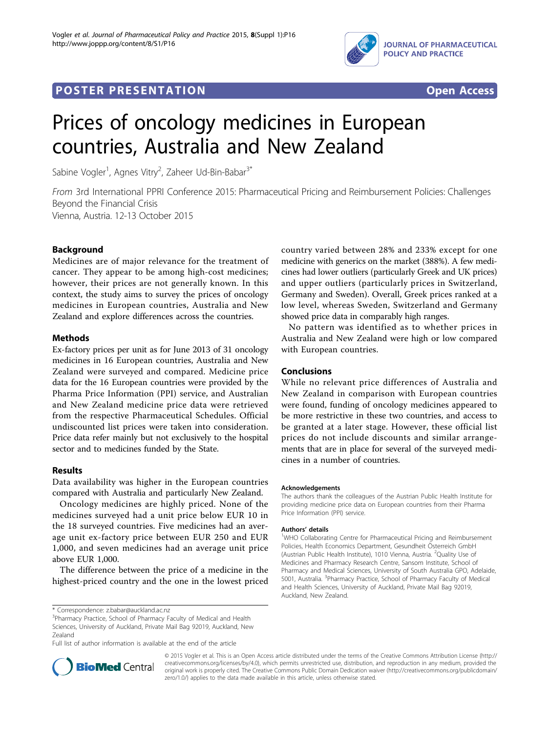POSTER PRESENTATION Open Access

# Prices of oncology medicines in European countries, Australia and New Zealand

Sabine Vogler[1], Agnes Vitry[2], Zaheer Ud-Bin-Babar[3*]

*From* 3rd International PPRI Conference 2015: Pharmaceutical Pricing and Reimbursement Policies: Challenges Beyond the Financial Crisis
Vienna, Austria. 12-13 October 2015

## Background

Medicines are of major relevance for the treatment of cancer. They appear to be among high-cost medicines; however, their prices are not generally known. In this context, the study aims to survey the prices of oncology medicines in European countries, Australia and New Zealand and explore differences across the countries.

## Methods

Ex-factory prices per unit as for June 2013 of 31 oncology medicines in 16 European countries, Australia and New Zealand were surveyed and compared. Medicine price data for the 16 European countries were provided by the Pharma Price Information (PPI) service, and Australian and New Zealand medicine price data were retrieved from the respective Pharmaceutical Schedules. Official undiscounted list prices were taken into consideration. Price data refer mainly but not exclusively to the hospital sector and to medicines funded by the State.

## Results

Data availability was higher in the European countries compared with Australia and particularly New Zealand.

Oncology medicines are highly priced. None of the medicines surveyed had a unit price below EUR 10 in the 18 surveyed countries. Five medicines had an average unit ex-factory price between EUR 250 and EUR 1,000, and seven medicines had an average unit price above EUR 1,000.

The difference between the price of a medicine in the highest-priced country and the one in the lowest priced country varied between 28% and 233% except for one medicine with generics on the market (388%). A few medicines had lower outliers (particularly Greek and UK prices) and upper outliers (particularly prices in Switzerland, Germany and Sweden). Overall, Greek prices ranked at a low level, whereas Sweden, Switzerland and Germany showed price data in comparably high ranges.

No pattern was identified as to whether prices in Australia and New Zealand were high or low compared with European countries.

## Conclusions

While no relevant price differences of Australia and New Zealand in comparison with European countries were found, funding of oncology medicines appeared to be more restrictive in these two countries, and access to be granted at a later stage. However, these official list prices do not include discounts and similar arrangements that are in place for several of the surveyed medicines in a number of countries.

### Acknowledgements

The authors thank the colleagues of the Austrian Public Health Institute for providing medicine price data on European countries from their Pharma Price Information (PPI) service.

### Authors' details

[1]WHO Collaborating Centre for Pharmaceutical Pricing and Reimbursement Policies, Health Economics Department, Gesundheit Österreich GmbH (Austrian Public Health Institute), 1010 Vienna, Austria. [2]Quality Use of Medicines and Pharmacy Research Centre, Sansom Institute, School of Pharmacy and Medical Sciences, University of South Australia GPO, Adelaide, 5001, Australia. [3]Pharmacy Practice, School of Pharmacy Faculty of Medical and Health Sciences, University of Auckland, Private Mail Bag 92019, Auckland, New Zealand.

\* Correspondence: z.babar@auckland.ac.nz
[3]Pharmacy Practice, School of Pharmacy Faculty of Medical and Health Sciences, University of Auckland, Private Mail Bag 92019, Auckland, New Zealand
Full list of author information is available at the end of the article

© 2015 Vogler et al. This is an Open Access article distributed under the terms of the Creative Commons Attribution License (http://creativecommons.org/licenses/by/4.0), which permits unrestricted use, distribution, and reproduction in any medium, provided the original work is properly cited. The Creative Commons Public Domain Dedication waiver (http://creativecommons.org/publicdomain/zero/1.0/) applies to the data made available in this article, unless otherwise stated.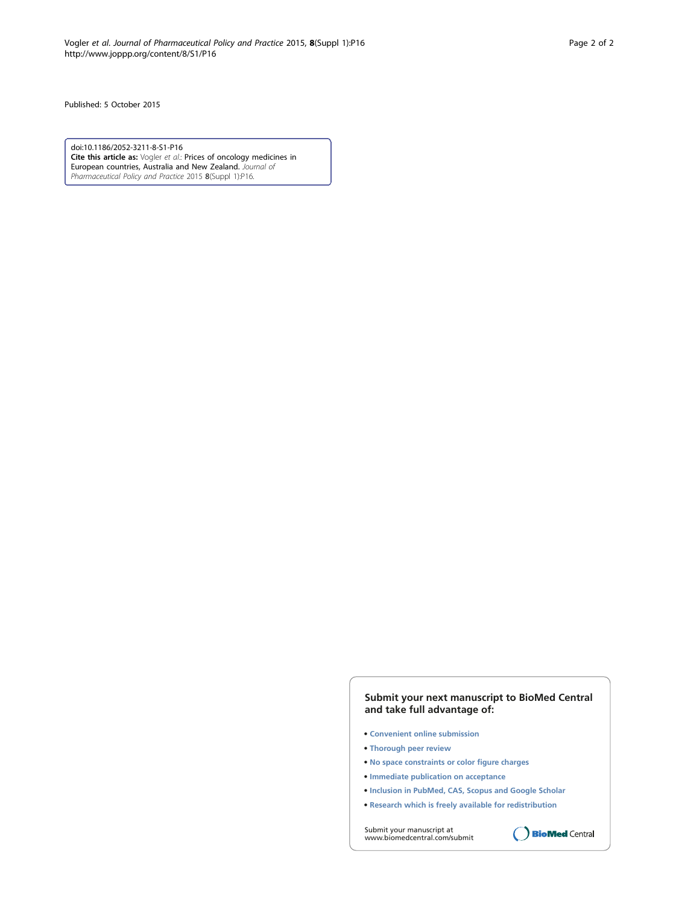Published: 5 October 2015

doi:10.1186/2052-3211-8-S1-P16
**Cite this article as:** Vogler *et al.*: Prices of oncology medicines in European countries, Australia and New Zealand. *Journal of Pharmaceutical Policy and Practice* 2015 **8**(Suppl 1):P16.

**Submit your next manuscript to BioMed Central and take full advantage of:**

- **Convenient online submission**
- **Thorough peer review**
- **No space constraints or color figure charges**
- **Immediate publication on acceptance**
- **Inclusion in PubMed, CAS, Scopus and Google Scholar**
- **Research which is freely available for redistribution**

Submit your manuscript at
www.biomedcentral.com/submit

BioMed Central